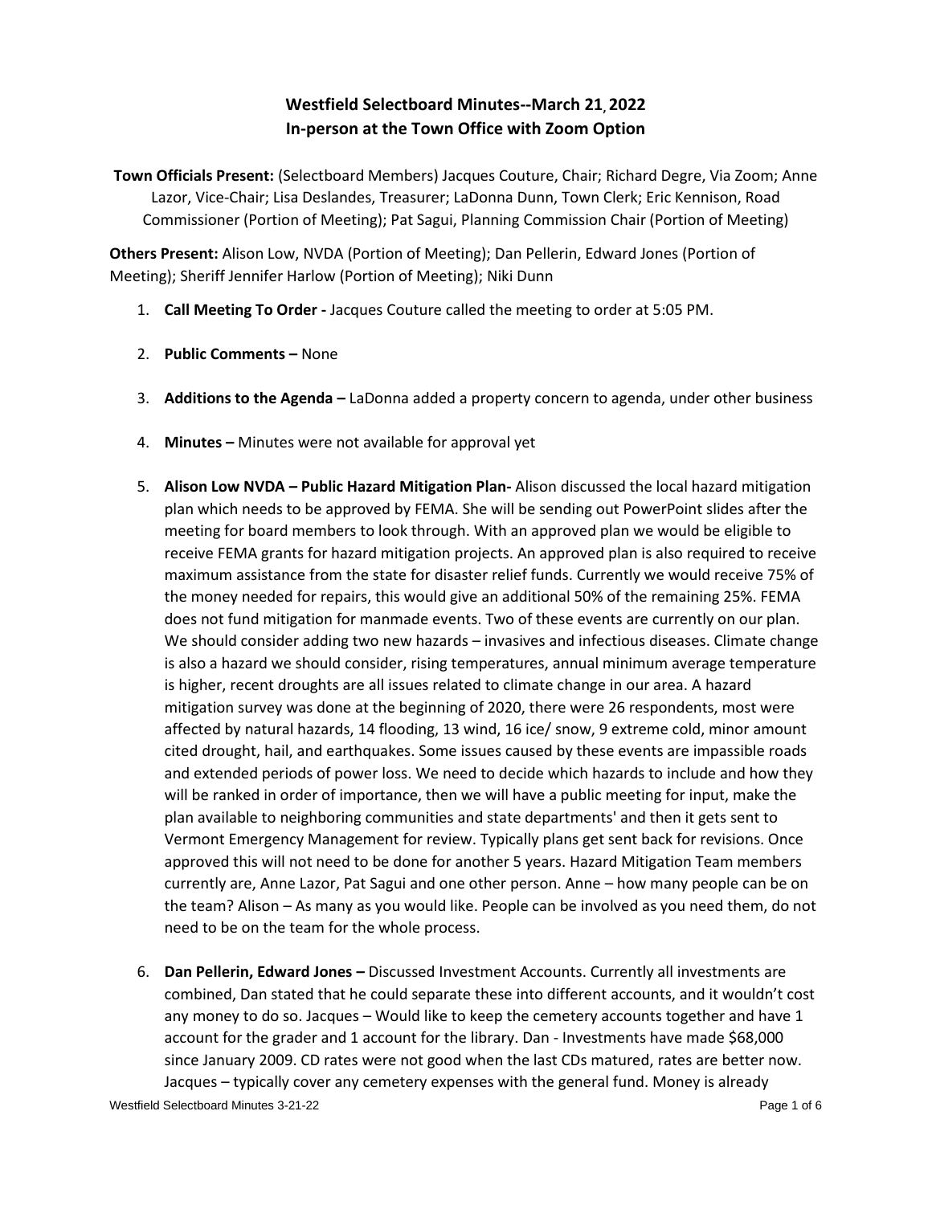# Westfield Selectboard Minutes--March 21, 2022
## In-person at the Town Office with Zoom Option

**Town Officials Present:** (Selectboard Members) Jacques Couture, Chair; Richard Degre, Via Zoom; Anne Lazor, Vice-Chair; Lisa Deslandes, Treasurer; LaDonna Dunn, Town Clerk; Eric Kennison, Road Commissioner (Portion of Meeting); Pat Sagui, Planning Commission Chair (Portion of Meeting)

**Others Present:** Alison Low, NVDA (Portion of Meeting); Dan Pellerin, Edward Jones (Portion of Meeting); Sheriff Jennifer Harlow (Portion of Meeting); Niki Dunn

1. **Call Meeting To Order -** Jacques Couture called the meeting to order at 5:05 PM.

2. **Public Comments –** None

3. **Additions to the Agenda –** LaDonna added a property concern to agenda, under other business

4. **Minutes –** Minutes were not available for approval yet

5. **Alison Low NVDA – Public Hazard Mitigation Plan-** Alison discussed the local hazard mitigation plan which needs to be approved by FEMA. She will be sending out PowerPoint slides after the meeting for board members to look through. With an approved plan we would be eligible to receive FEMA grants for hazard mitigation projects. An approved plan is also required to receive maximum assistance from the state for disaster relief funds. Currently we would receive 75% of the money needed for repairs, this would give an additional 50% of the remaining 25%. FEMA does not fund mitigation for manmade events. Two of these events are currently on our plan. We should consider adding two new hazards – invasives and infectious diseases. Climate change is also a hazard we should consider, rising temperatures, annual minimum average temperature is higher, recent droughts are all issues related to climate change in our area. A hazard mitigation survey was done at the beginning of 2020, there were 26 respondents, most were affected by natural hazards, 14 flooding, 13 wind, 16 ice/ snow, 9 extreme cold, minor amount cited drought, hail, and earthquakes. Some issues caused by these events are impassible roads and extended periods of power loss. We need to decide which hazards to include and how they will be ranked in order of importance, then we will have a public meeting for input, make the plan available to neighboring communities and state departments' and then it gets sent to Vermont Emergency Management for review. Typically plans get sent back for revisions. Once approved this will not need to be done for another 5 years. Hazard Mitigation Team members currently are, Anne Lazor, Pat Sagui and one other person. Anne – how many people can be on the team? Alison – As many as you would like. People can be involved as you need them, do not need to be on the team for the whole process.

6. **Dan Pellerin, Edward Jones –** Discussed Investment Accounts. Currently all investments are combined, Dan stated that he could separate these into different accounts, and it wouldn't cost any money to do so. Jacques – Would like to keep the cemetery accounts together and have 1 account for the grader and 1 account for the library. Dan - Investments have made $68,000 since January 2009. CD rates were not good when the last CDs matured, rates are better now. Jacques – typically cover any cemetery expenses with the general fund. Money is already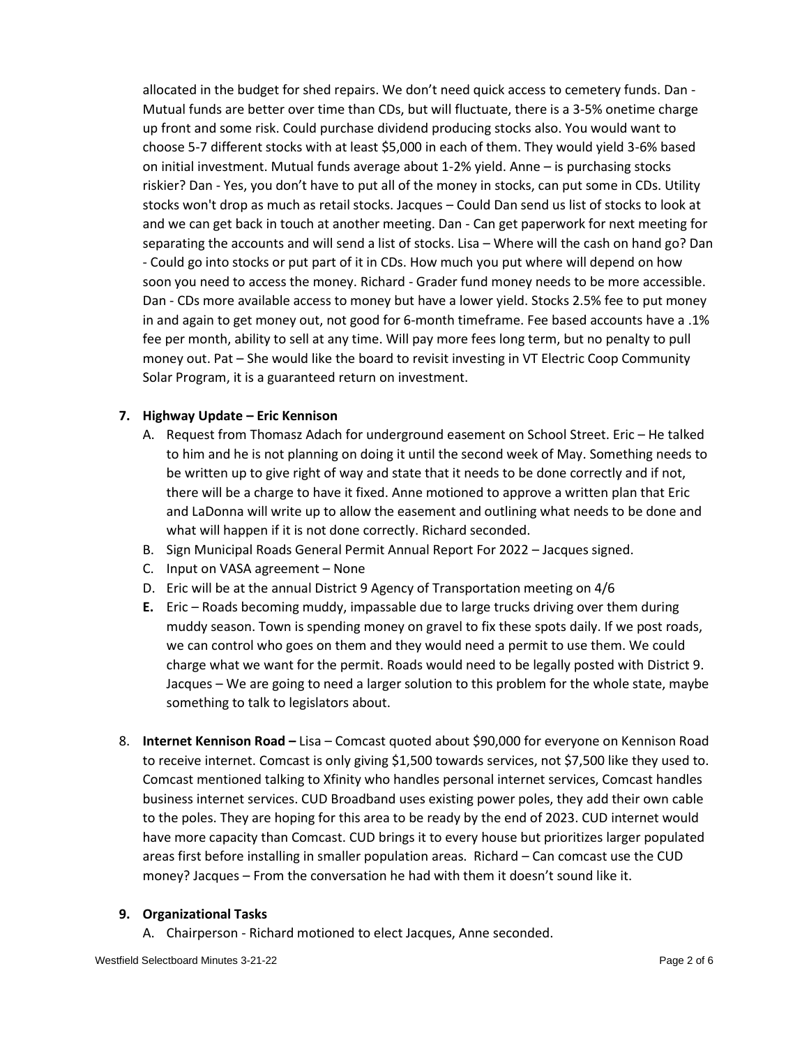allocated in the budget for shed repairs. We don't need quick access to cemetery funds. Dan - Mutual funds are better over time than CDs, but will fluctuate, there is a 3-5% onetime charge up front and some risk. Could purchase dividend producing stocks also. You would want to choose 5-7 different stocks with at least $5,000 in each of them. They would yield 3-6% based on initial investment. Mutual funds average about 1-2% yield. Anne – is purchasing stocks riskier? Dan - Yes, you don't have to put all of the money in stocks, can put some in CDs. Utility stocks won't drop as much as retail stocks. Jacques – Could Dan send us list of stocks to look at and we can get back in touch at another meeting. Dan - Can get paperwork for next meeting for separating the accounts and will send a list of stocks. Lisa – Where will the cash on hand go? Dan - Could go into stocks or put part of it in CDs. How much you put where will depend on how soon you need to access the money. Richard - Grader fund money needs to be more accessible. Dan - CDs more available access to money but have a lower yield. Stocks 2.5% fee to put money in and again to get money out, not good for 6-month timeframe. Fee based accounts have a .1% fee per month, ability to sell at any time. Will pay more fees long term, but no penalty to pull money out. Pat – She would like the board to revisit investing in VT Electric Coop Community Solar Program, it is a guaranteed return on investment.

7. **Highway Update – Eric Kennison**
   - A. Request from Thomasz Adach for underground easement on School Street. Eric – He talked to him and he is not planning on doing it until the second week of May. Something needs to be written up to give right of way and state that it needs to be done correctly and if not, there will be a charge to have it fixed. Anne motioned to approve a written plan that Eric and LaDonna will write up to allow the easement and outlining what needs to be done and what will happen if it is not done correctly. Richard seconded.
   - B. Sign Municipal Roads General Permit Annual Report For 2022 – Jacques signed.
   - C. Input on VASA agreement – None
   - D. Eric will be at the annual District 9 Agency of Transportation meeting on 4/6
   - **E.** Eric – Roads becoming muddy, impassable due to large trucks driving over them during muddy season. Town is spending money on gravel to fix these spots daily. If we post roads, we can control who goes on them and they would need a permit to use them. We could charge what we want for the permit. Roads would need to be legally posted with District 9. Jacques – We are going to need a larger solution to this problem for the whole state, maybe something to talk to legislators about.

8. **Internet Kennison Road –** Lisa – Comcast quoted about $90,000 for everyone on Kennison Road to receive internet. Comcast is only giving $1,500 towards services, not $7,500 like they used to. Comcast mentioned talking to Xfinity who handles personal internet services, Comcast handles business internet services. CUD Broadband uses existing power poles, they add their own cable to the poles. They are hoping for this area to be ready by the end of 2023. CUD internet would have more capacity than Comcast. CUD brings it to every house but prioritizes larger populated areas first before installing in smaller population areas. Richard – Can comcast use the CUD money? Jacques – From the conversation he had with them it doesn't sound like it.

9. **Organizational Tasks**
   - A. Chairperson - Richard motioned to elect Jacques, Anne seconded.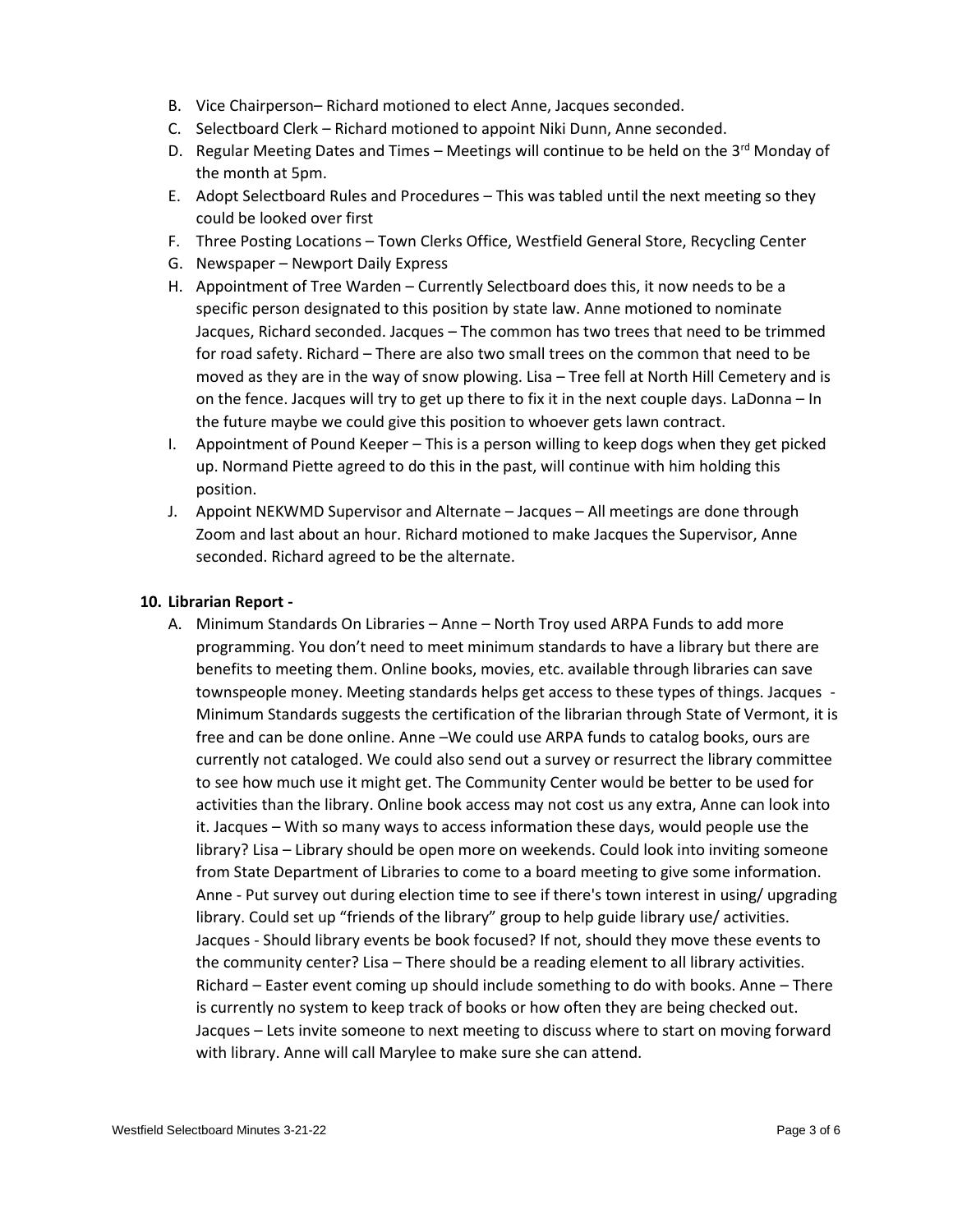B. Vice Chairperson– Richard motioned to elect Anne, Jacques seconded.
C. Selectboard Clerk – Richard motioned to appoint Niki Dunn, Anne seconded.
D. Regular Meeting Dates and Times – Meetings will continue to be held on the 3rd Monday of the month at 5pm.
E. Adopt Selectboard Rules and Procedures – This was tabled until the next meeting so they could be looked over first
F. Three Posting Locations – Town Clerks Office, Westfield General Store, Recycling Center
G. Newspaper – Newport Daily Express
H. Appointment of Tree Warden – Currently Selectboard does this, it now needs to be a specific person designated to this position by state law. Anne motioned to nominate Jacques, Richard seconded. Jacques – The common has two trees that need to be trimmed for road safety. Richard – There are also two small trees on the common that need to be moved as they are in the way of snow plowing. Lisa – Tree fell at North Hill Cemetery and is on the fence. Jacques will try to get up there to fix it in the next couple days. LaDonna – In the future maybe we could give this position to whoever gets lawn contract.
I. Appointment of Pound Keeper – This is a person willing to keep dogs when they get picked up. Normand Piette agreed to do this in the past, will continue with him holding this position.
J. Appoint NEKWMD Supervisor and Alternate – Jacques – All meetings are done through Zoom and last about an hour. Richard motioned to make Jacques the Supervisor, Anne seconded. Richard agreed to be the alternate.

**10. Librarian Report -**

A. Minimum Standards On Libraries – Anne – North Troy used ARPA Funds to add more programming. You don't need to meet minimum standards to have a library but there are benefits to meeting them. Online books, movies, etc. available through libraries can save townspeople money. Meeting standards helps get access to these types of things. Jacques - Minimum Standards suggests the certification of the librarian through State of Vermont, it is free and can be done online. Anne –We could use ARPA funds to catalog books, ours are currently not cataloged. We could also send out a survey or resurrect the library committee to see how much use it might get. The Community Center would be better to be used for activities than the library. Online book access may not cost us any extra, Anne can look into it. Jacques – With so many ways to access information these days, would people use the library? Lisa – Library should be open more on weekends. Could look into inviting someone from State Department of Libraries to come to a board meeting to give some information. Anne - Put survey out during election time to see if there's town interest in using/ upgrading library. Could set up "friends of the library" group to help guide library use/ activities. Jacques - Should library events be book focused? If not, should they move these events to the community center? Lisa – There should be a reading element to all library activities. Richard – Easter event coming up should include something to do with books. Anne – There is currently no system to keep track of books or how often they are being checked out. Jacques – Lets invite someone to next meeting to discuss where to start on moving forward with library. Anne will call Marylee to make sure she can attend.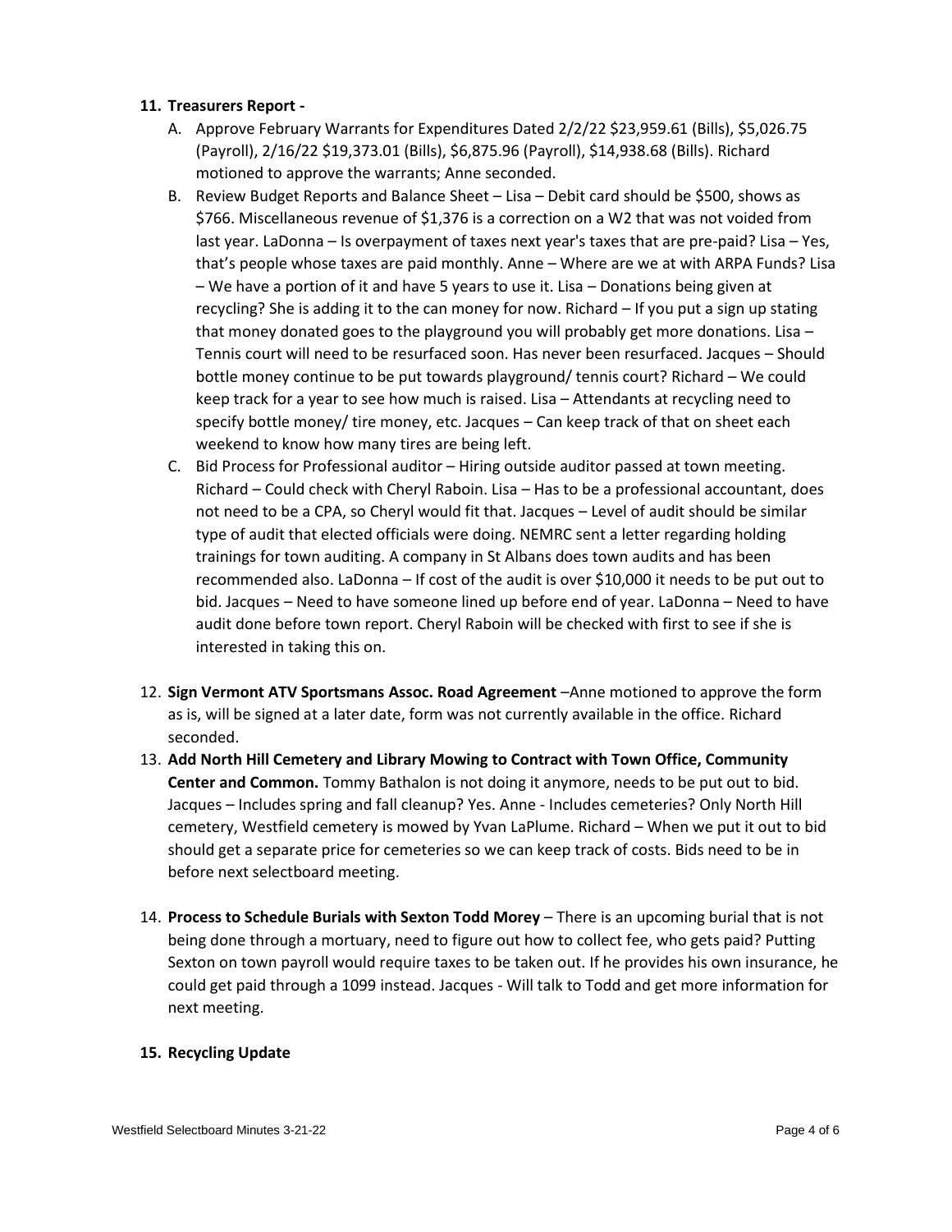11. **Treasurers Report -**
    A. Approve February Warrants for Expenditures Dated 2/2/22 $23,959.61 (Bills), $5,026.75 (Payroll), 2/16/22 $19,373.01 (Bills), $6,875.96 (Payroll), $14,938.68 (Bills). Richard motioned to approve the warrants; Anne seconded.
    B. Review Budget Reports and Balance Sheet – Lisa – Debit card should be $500, shows as $766. Miscellaneous revenue of $1,376 is a correction on a W2 that was not voided from last year. LaDonna – Is overpayment of taxes next year's taxes that are pre-paid? Lisa – Yes, that's people whose taxes are paid monthly. Anne – Where are we at with ARPA Funds? Lisa – We have a portion of it and have 5 years to use it. Lisa – Donations being given at recycling? She is adding it to the can money for now. Richard – If you put a sign up stating that money donated goes to the playground you will probably get more donations. Lisa – Tennis court will need to be resurfaced soon. Has never been resurfaced. Jacques – Should bottle money continue to be put towards playground/ tennis court? Richard – We could keep track for a year to see how much is raised. Lisa – Attendants at recycling need to specify bottle money/ tire money, etc. Jacques – Can keep track of that on sheet each weekend to know how many tires are being left.
    C. Bid Process for Professional auditor – Hiring outside auditor passed at town meeting. Richard – Could check with Cheryl Raboin. Lisa – Has to be a professional accountant, does not need to be a CPA, so Cheryl would fit that. Jacques – Level of audit should be similar type of audit that elected officials were doing. NEMRC sent a letter regarding holding trainings for town auditing. A company in St Albans does town audits and has been recommended also. LaDonna – If cost of the audit is over $10,000 it needs to be put out to bid. Jacques – Need to have someone lined up before end of year. LaDonna – Need to have audit done before town report. Cheryl Raboin will be checked with first to see if she is interested in taking this on.

12. **Sign Vermont ATV Sportsmans Assoc. Road Agreement** –Anne motioned to approve the form as is, will be signed at a later date, form was not currently available in the office. Richard seconded.

13. **Add North Hill Cemetery and Library Mowing to Contract with Town Office, Community Center and Common.** Tommy Bathalon is not doing it anymore, needs to be put out to bid. Jacques – Includes spring and fall cleanup? Yes. Anne - Includes cemeteries? Only North Hill cemetery, Westfield cemetery is mowed by Yvan LaPlume. Richard – When we put it out to bid should get a separate price for cemeteries so we can keep track of costs. Bids need to be in before next selectboard meeting.

14. **Process to Schedule Burials with Sexton Todd Morey** – There is an upcoming burial that is not being done through a mortuary, need to figure out how to collect fee, who gets paid? Putting Sexton on town payroll would require taxes to be taken out. If he provides his own insurance, he could get paid through a 1099 instead. Jacques - Will talk to Todd and get more information for next meeting.

15. **Recycling Update**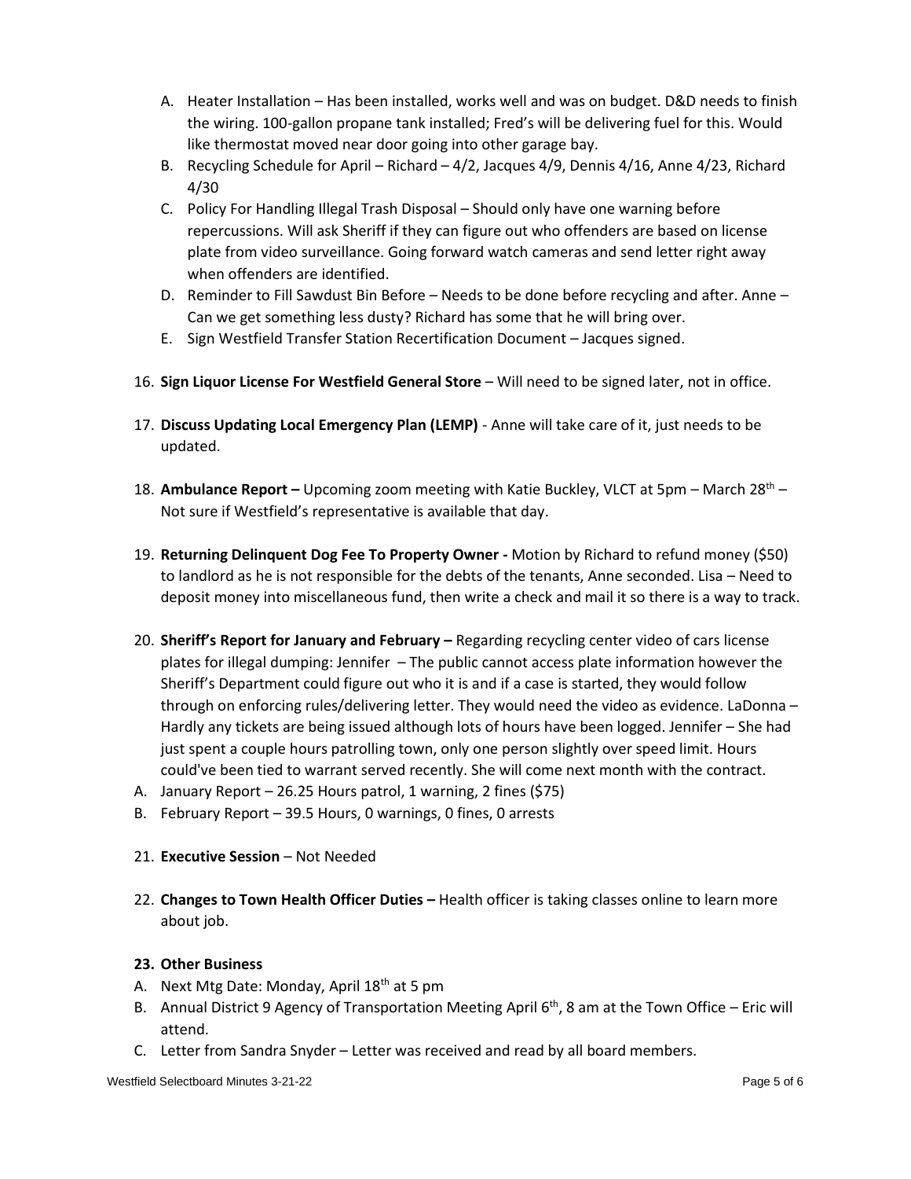A. Heater Installation – Has been installed, works well and was on budget. D&D needs to finish the wiring. 100-gallon propane tank installed; Fred's will be delivering fuel for this. Would like thermostat moved near door going into other garage bay.
B. Recycling Schedule for April – Richard – 4/2, Jacques 4/9, Dennis 4/16, Anne 4/23, Richard 4/30
C. Policy For Handling Illegal Trash Disposal – Should only have one warning before repercussions. Will ask Sheriff if they can figure out who offenders are based on license plate from video surveillance. Going forward watch cameras and send letter right away when offenders are identified.
D. Reminder to Fill Sawdust Bin Before – Needs to be done before recycling and after. Anne – Can we get something less dusty? Richard has some that he will bring over.
E. Sign Westfield Transfer Station Recertification Document – Jacques signed.

16. **Sign Liquor License For Westfield General Store** – Will need to be signed later, not in office.

17. **Discuss Updating Local Emergency Plan (LEMP)** - Anne will take care of it, just needs to be updated.

18. **Ambulance Report –** Upcoming zoom meeting with Katie Buckley, VLCT at 5pm – March 28th – Not sure if Westfield's representative is available that day.

19. **Returning Delinquent Dog Fee To Property Owner -** Motion by Richard to refund money ($50) to landlord as he is not responsible for the debts of the tenants, Anne seconded. Lisa – Need to deposit money into miscellaneous fund, then write a check and mail it so there is a way to track.

20. **Sheriff's Report for January and February –** Regarding recycling center video of cars license plates for illegal dumping: Jennifer – The public cannot access plate information however the Sheriff's Department could figure out who it is and if a case is started, they would follow through on enforcing rules/delivering letter. They would need the video as evidence. LaDonna – Hardly any tickets are being issued although lots of hours have been logged. Jennifer – She had just spent a couple hours patrolling town, only one person slightly over speed limit. Hours could've been tied to warrant served recently. She will come next month with the contract.

A. January Report – 26.25 Hours patrol, 1 warning, 2 fines ($75)
B. February Report – 39.5 Hours, 0 warnings, 0 fines, 0 arrests

21. **Executive Session** – Not Needed

22. **Changes to Town Health Officer Duties –** Health officer is taking classes online to learn more about job.

**23. Other Business**

A. Next Mtg Date: Monday, April 18th at 5 pm
B. Annual District 9 Agency of Transportation Meeting April 6th, 8 am at the Town Office – Eric will attend.
C. Letter from Sandra Snyder – Letter was received and read by all board members.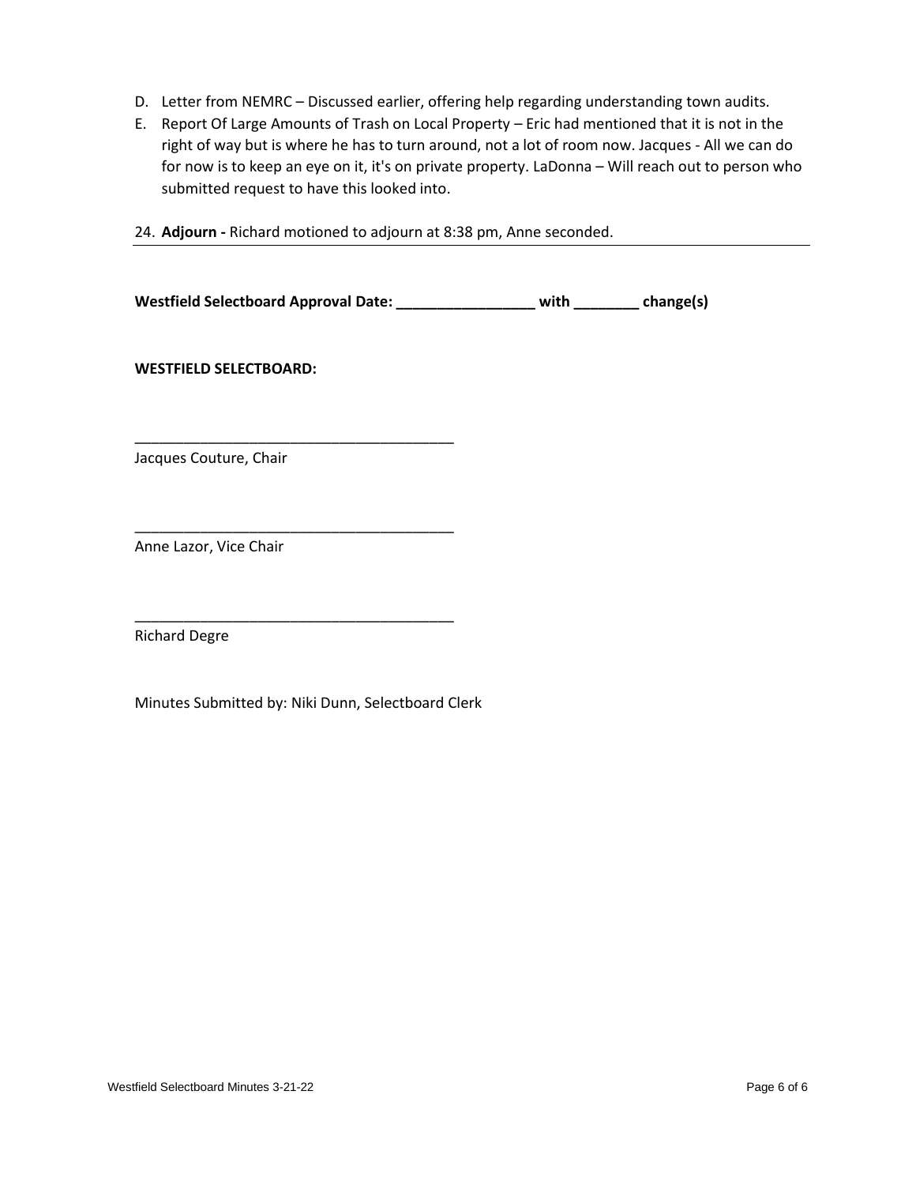D. Letter from NEMRC – Discussed earlier, offering help regarding understanding town audits.
E. Report Of Large Amounts of Trash on Local Property – Eric had mentioned that it is not in the right of way but is where he has to turn around, not a lot of room now. Jacques - All we can do for now is to keep an eye on it, it's on private property. LaDonna – Will reach out to person who submitted request to have this looked into.

24. **Adjourn -** Richard motioned to adjourn at 8:38 pm, Anne seconded.

---

**Westfield Selectboard Approval Date: _________________ with ________ change(s)**

**WESTFIELD SELECTBOARD:**

________________________________________
Jacques Couture, Chair

________________________________________
Anne Lazor, Vice Chair

________________________________________
Richard Degre

Minutes Submitted by: Niki Dunn, Selectboard Clerk